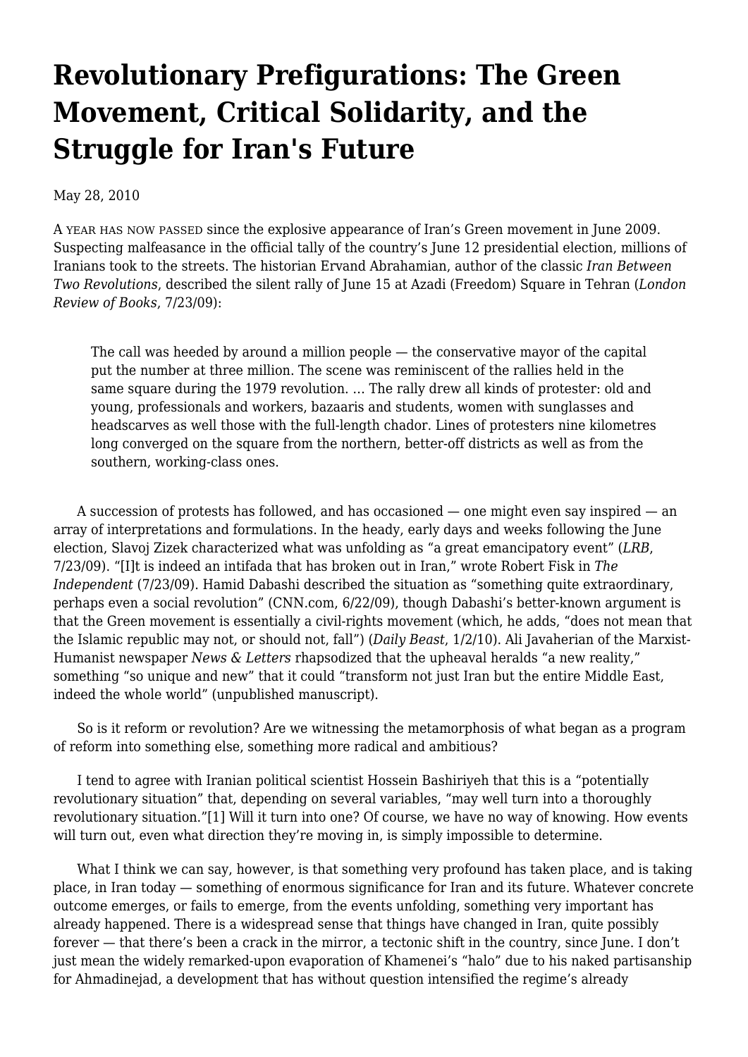# Revolutionary Prefigurations: The Green Movement, Critical Solidarity, and the Struggle for Iran's Future

May 28, 2010

A YEAR HAS NOW PASSED since the explosive appearance of Iran's Green movement in June 2009. Suspecting malfeasance in the official tally of the country's June 12 presidential election, millions of Iranians took to the streets. The historian Ervand Abrahamian, author of the classic *Iran Between Two Revolutions*, described the silent rally of June 15 at Azadi (Freedom) Square in Tehran (*London Review of Books*, 7/23/09):

> The call was heeded by around a million people — the conservative mayor of the capital put the number at three million. The scene was reminiscent of the rallies held in the same square during the 1979 revolution. ... The rally drew all kinds of protester: old and young, professionals and workers, bazaaris and students, women with sunglasses and headscarves as well those with the full-length chador. Lines of protesters nine kilometres long converged on the square from the northern, better-off districts as well as from the southern, working-class ones.

A succession of protests has followed, and has occasioned — one might even say inspired — an array of interpretations and formulations. In the heady, early days and weeks following the June election, Slavoj Zizek characterized what was unfolding as "a great emancipatory event" (*LRB*, 7/23/09). "[I]t is indeed an intifada that has broken out in Iran," wrote Robert Fisk in *The Independent* (7/23/09). Hamid Dabashi described the situation as "something quite extraordinary, perhaps even a social revolution" (CNN.com, 6/22/09), though Dabashi's better-known argument is that the Green movement is essentially a civil-rights movement (which, he adds, "does not mean that the Islamic republic may not, or should not, fall") (*Daily Beast*, 1/2/10). Ali Javaherian of the Marxist-Humanist newspaper *News & Letters* rhapsodized that the upheaval heralds "a new reality," something "so unique and new" that it could "transform not just Iran but the entire Middle East, indeed the whole world" (unpublished manuscript).

So is it reform or revolution? Are we witnessing the metamorphosis of what began as a program of reform into something else, something more radical and ambitious?

I tend to agree with Iranian political scientist Hossein Bashiriyeh that this is a "potentially revolutionary situation" that, depending on several variables, "may well turn into a thoroughly revolutionary situation."[1] Will it turn into one? Of course, we have no way of knowing. How events will turn out, even what direction they're moving in, is simply impossible to determine.

What I think we can say, however, is that something very profound has taken place, and is taking place, in Iran today — something of enormous significance for Iran and its future. Whatever concrete outcome emerges, or fails to emerge, from the events unfolding, something very important has already happened. There is a widespread sense that things have changed in Iran, quite possibly forever — that there's been a crack in the mirror, a tectonic shift in the country, since June. I don't just mean the widely remarked-upon evaporation of Khamenei's "halo" due to his naked partisanship for Ahmadinejad, a development that has without question intensified the regime's already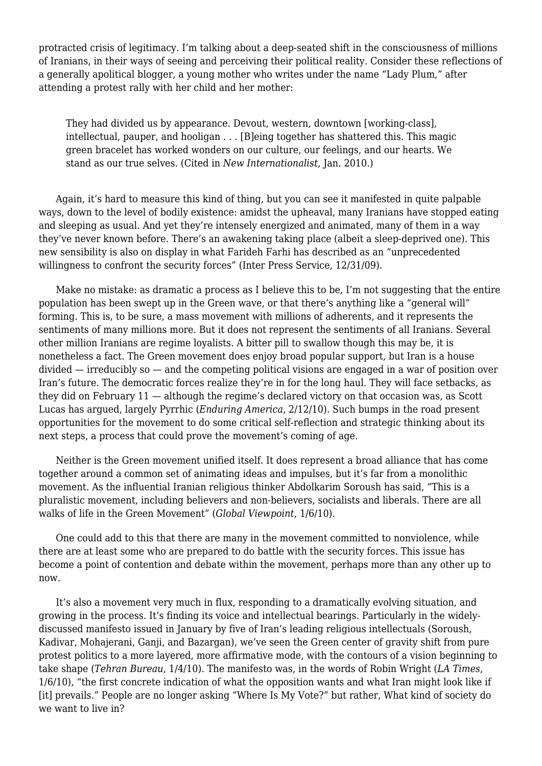protracted crisis of legitimacy. I'm talking about a deep-seated shift in the consciousness of millions of Iranians, in their ways of seeing and perceiving their political reality. Consider these reflections of a generally apolitical blogger, a young mother who writes under the name "Lady Plum," after attending a protest rally with her child and her mother:

> They had divided us by appearance. Devout, western, downtown [working-class], intellectual, pauper, and hooligan . . . [B]eing together has shattered this. This magic green bracelet has worked wonders on our culture, our feelings, and our hearts. We stand as our true selves. (Cited in *New Internationalist*, Jan. 2010.)

Again, it's hard to measure this kind of thing, but you can see it manifested in quite palpable ways, down to the level of bodily existence: amidst the upheaval, many Iranians have stopped eating and sleeping as usual. And yet they're intensely energized and animated, many of them in a way they've never known before. There's an awakening taking place (albeit a sleep-deprived one). This new sensibility is also on display in what Farideh Farhi has described as an "unprecedented willingness to confront the security forces" (Inter Press Service, 12/31/09).

Make no mistake: as dramatic a process as I believe this to be, I'm not suggesting that the entire population has been swept up in the Green wave, or that there's anything like a "general will" forming. This is, to be sure, a mass movement with millions of adherents, and it represents the sentiments of many millions more. But it does not represent the sentiments of all Iranians. Several other million Iranians are regime loyalists. A bitter pill to swallow though this may be, it is nonetheless a fact. The Green movement does enjoy broad popular support, but Iran is a house divided — irreducibly so — and the competing political visions are engaged in a war of position over Iran's future. The democratic forces realize they're in for the long haul. They will face setbacks, as they did on February 11 — although the regime's declared victory on that occasion was, as Scott Lucas has argued, largely Pyrrhic (*Enduring America*, 2/12/10). Such bumps in the road present opportunities for the movement to do some critical self-reflection and strategic thinking about its next steps, a process that could prove the movement's coming of age.

Neither is the Green movement unified itself. It does represent a broad alliance that has come together around a common set of animating ideas and impulses, but it's far from a monolithic movement. As the influential Iranian religious thinker Abdolkarim Soroush has said, "This is a pluralistic movement, including believers and non-believers, socialists and liberals. There are all walks of life in the Green Movement" (*Global Viewpoint*, 1/6/10).

One could add to this that there are many in the movement committed to nonviolence, while there are at least some who are prepared to do battle with the security forces. This issue has become a point of contention and debate within the movement, perhaps more than any other up to now.

It's also a movement very much in flux, responding to a dramatically evolving situation, and growing in the process. It's finding its voice and intellectual bearings. Particularly in the widely-discussed manifesto issued in January by five of Iran's leading religious intellectuals (Soroush, Kadivar, Mohajerani, Ganji, and Bazargan), we've seen the Green center of gravity shift from pure protest politics to a more layered, more affirmative mode, with the contours of a vision beginning to take shape (*Tehran Bureau*, 1/4/10). The manifesto was, in the words of Robin Wright (*LA Times*, 1/6/10), "the first concrete indication of what the opposition wants and what Iran might look like if [it] prevails." People are no longer asking "Where Is My Vote?" but rather, What kind of society do we want to live in?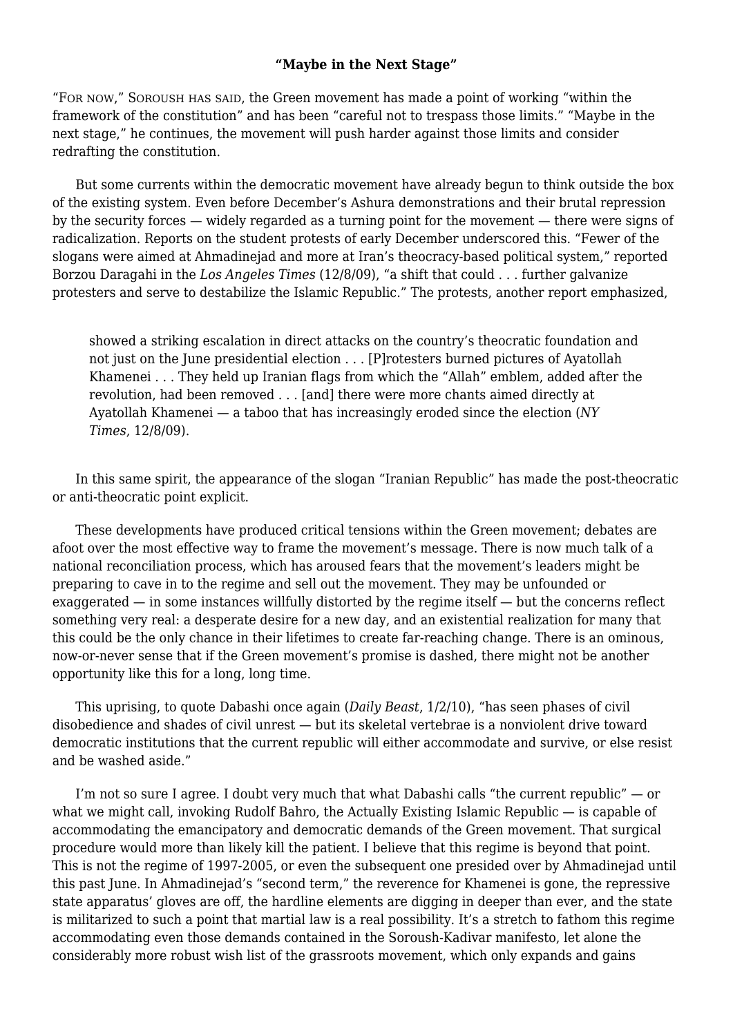### "Maybe in the Next Stage"

"For now," Soroush has said, the Green movement has made a point of working "within the framework of the constitution" and has been "careful not to trespass those limits." "Maybe in the next stage," he continues, the movement will push harder against those limits and consider redrafting the constitution.

But some currents within the democratic movement have already begun to think outside the box of the existing system. Even before December's Ashura demonstrations and their brutal repression by the security forces — widely regarded as a turning point for the movement — there were signs of radicalization. Reports on the student protests of early December underscored this. "Fewer of the slogans were aimed at Ahmadinejad and more at Iran's theocracy-based political system," reported Borzou Daragahi in the *Los Angeles Times* (12/8/09), "a shift that could . . . further galvanize protesters and serve to destabilize the Islamic Republic." The protests, another report emphasized,

> showed a striking escalation in direct attacks on the country's theocratic foundation and not just on the June presidential election . . . [P]rotesters burned pictures of Ayatollah Khamenei . . . They held up Iranian flags from which the "Allah" emblem, added after the revolution, had been removed . . . [and] there were more chants aimed directly at Ayatollah Khamenei — a taboo that has increasingly eroded since the election (*NY Times*, 12/8/09).

In this same spirit, the appearance of the slogan "Iranian Republic" has made the post-theocratic or anti-theocratic point explicit.

These developments have produced critical tensions within the Green movement; debates are afoot over the most effective way to frame the movement's message. There is now much talk of a national reconciliation process, which has aroused fears that the movement's leaders might be preparing to cave in to the regime and sell out the movement. They may be unfounded or exaggerated — in some instances willfully distorted by the regime itself — but the concerns reflect something very real: a desperate desire for a new day, and an existential realization for many that this could be the only chance in their lifetimes to create far-reaching change. There is an ominous, now-or-never sense that if the Green movement's promise is dashed, there might not be another opportunity like this for a long, long time.

This uprising, to quote Dabashi once again (*Daily Beast*, 1/2/10), "has seen phases of civil disobedience and shades of civil unrest — but its skeletal vertebrae is a nonviolent drive toward democratic institutions that the current republic will either accommodate and survive, or else resist and be washed aside."

I'm not so sure I agree. I doubt very much that what Dabashi calls "the current republic" — or what we might call, invoking Rudolf Bahro, the Actually Existing Islamic Republic — is capable of accommodating the emancipatory and democratic demands of the Green movement. That surgical procedure would more than likely kill the patient. I believe that this regime is beyond that point. This is not the regime of 1997-2005, or even the subsequent one presided over by Ahmadinejad until this past June. In Ahmadinejad's "second term," the reverence for Khamenei is gone, the repressive state apparatus' gloves are off, the hardline elements are digging in deeper than ever, and the state is militarized to such a point that martial law is a real possibility. It's a stretch to fathom this regime accommodating even those demands contained in the Soroush-Kadivar manifesto, let alone the considerably more robust wish list of the grassroots movement, which only expands and gains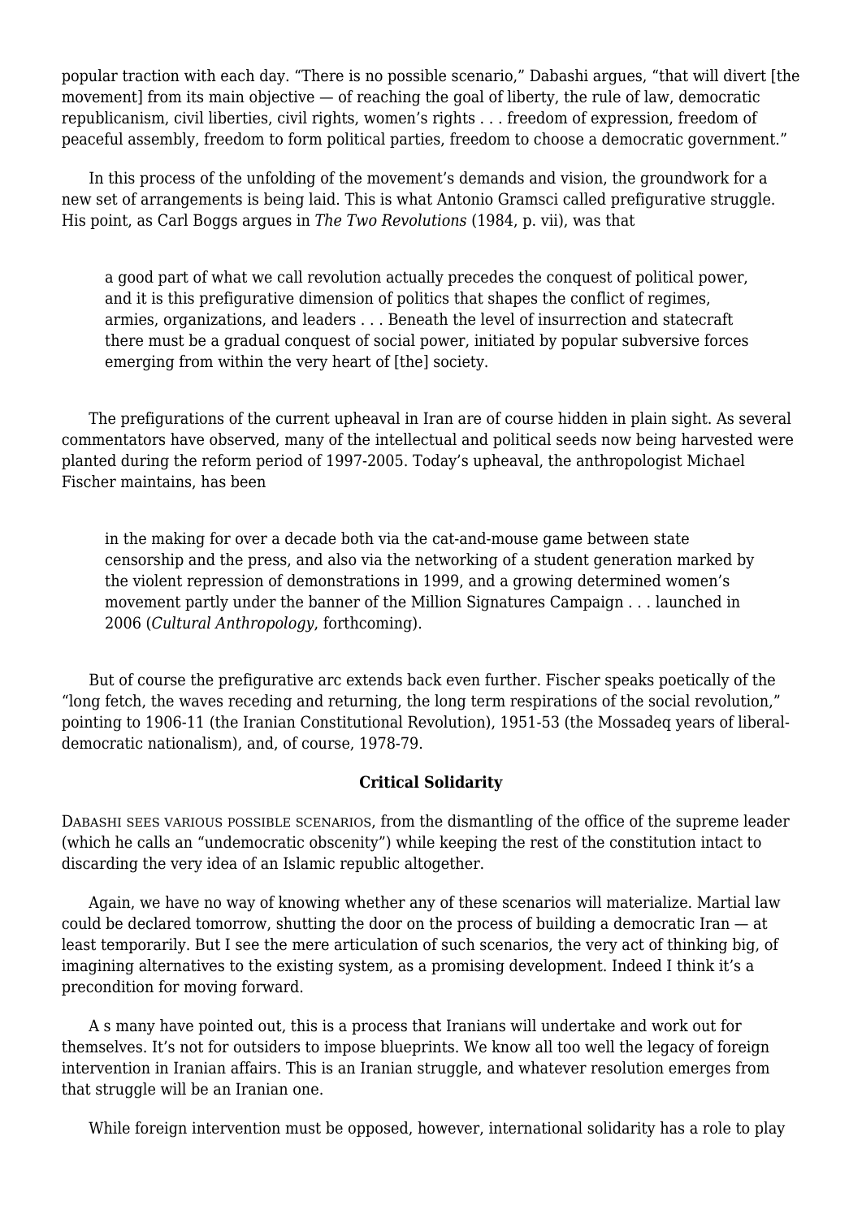popular traction with each day. "There is no possible scenario," Dabashi argues, "that will divert [the movement] from its main objective — of reaching the goal of liberty, the rule of law, democratic republicanism, civil liberties, civil rights, women's rights . . . freedom of expression, freedom of peaceful assembly, freedom to form political parties, freedom to choose a democratic government."

In this process of the unfolding of the movement's demands and vision, the groundwork for a new set of arrangements is being laid. This is what Antonio Gramsci called prefigurative struggle. His point, as Carl Boggs argues in *The Two Revolutions* (1984, p. vii), was that

> a good part of what we call revolution actually precedes the conquest of political power, and it is this prefigurative dimension of politics that shapes the conflict of regimes, armies, organizations, and leaders . . . Beneath the level of insurrection and statecraft there must be a gradual conquest of social power, initiated by popular subversive forces emerging from within the very heart of [the] society.

The prefigurations of the current upheaval in Iran are of course hidden in plain sight. As several commentators have observed, many of the intellectual and political seeds now being harvested were planted during the reform period of 1997-2005. Today's upheaval, the anthropologist Michael Fischer maintains, has been

> in the making for over a decade both via the cat-and-mouse game between state censorship and the press, and also via the networking of a student generation marked by the violent repression of demonstrations in 1999, and a growing determined women's movement partly under the banner of the Million Signatures Campaign . . . launched in 2006 (*Cultural Anthropology*, forthcoming).

But of course the prefigurative arc extends back even further. Fischer speaks poetically of the "long fetch, the waves receding and returning, the long term respirations of the social revolution," pointing to 1906-11 (the Iranian Constitutional Revolution), 1951-53 (the Mossadeq years of liberal-democratic nationalism), and, of course, 1978-79.

### Critical Solidarity

DABASHI SEES VARIOUS POSSIBLE SCENARIOS, from the dismantling of the office of the supreme leader (which he calls an "undemocratic obscenity") while keeping the rest of the constitution intact to discarding the very idea of an Islamic republic altogether.

Again, we have no way of knowing whether any of these scenarios will materialize. Martial law could be declared tomorrow, shutting the door on the process of building a democratic Iran — at least temporarily. But I see the mere articulation of such scenarios, the very act of thinking big, of imagining alternatives to the existing system, as a promising development. Indeed I think it's a precondition for moving forward.

A s many have pointed out, this is a process that Iranians will undertake and work out for themselves. It's not for outsiders to impose blueprints. We know all too well the legacy of foreign intervention in Iranian affairs. This is an Iranian struggle, and whatever resolution emerges from that struggle will be an Iranian one.

While foreign intervention must be opposed, however, international solidarity has a role to play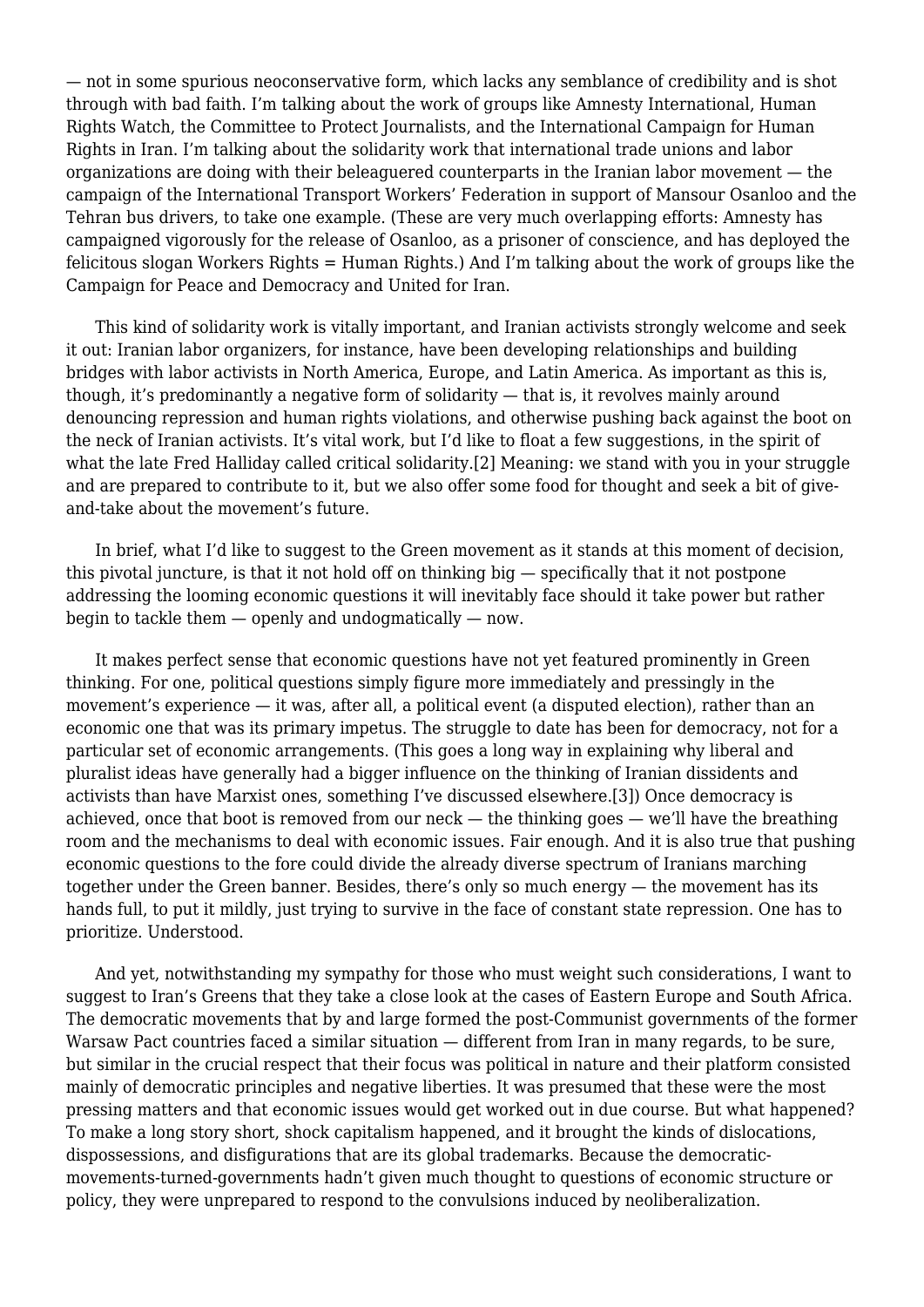— not in some spurious neoconservative form, which lacks any semblance of credibility and is shot through with bad faith. I'm talking about the work of groups like Amnesty International, Human Rights Watch, the Committee to Protect Journalists, and the International Campaign for Human Rights in Iran. I'm talking about the solidarity work that international trade unions and labor organizations are doing with their beleaguered counterparts in the Iranian labor movement — the campaign of the International Transport Workers' Federation in support of Mansour Osanloo and the Tehran bus drivers, to take one example. (These are very much overlapping efforts: Amnesty has campaigned vigorously for the release of Osanloo, as a prisoner of conscience, and has deployed the felicitous slogan Workers Rights = Human Rights.) And I'm talking about the work of groups like the Campaign for Peace and Democracy and United for Iran.

This kind of solidarity work is vitally important, and Iranian activists strongly welcome and seek it out: Iranian labor organizers, for instance, have been developing relationships and building bridges with labor activists in North America, Europe, and Latin America. As important as this is, though, it's predominantly a negative form of solidarity — that is, it revolves mainly around denouncing repression and human rights violations, and otherwise pushing back against the boot on the neck of Iranian activists. It's vital work, but I'd like to float a few suggestions, in the spirit of what the late Fred Halliday called critical solidarity.[2] Meaning: we stand with you in your struggle and are prepared to contribute to it, but we also offer some food for thought and seek a bit of give-and-take about the movement's future.

In brief, what I'd like to suggest to the Green movement as it stands at this moment of decision, this pivotal juncture, is that it not hold off on thinking big — specifically that it not postpone addressing the looming economic questions it will inevitably face should it take power but rather begin to tackle them — openly and undogmatically — now.

It makes perfect sense that economic questions have not yet featured prominently in Green thinking. For one, political questions simply figure more immediately and pressingly in the movement's experience — it was, after all, a political event (a disputed election), rather than an economic one that was its primary impetus. The struggle to date has been for democracy, not for a particular set of economic arrangements. (This goes a long way in explaining why liberal and pluralist ideas have generally had a bigger influence on the thinking of Iranian dissidents and activists than have Marxist ones, something I've discussed elsewhere.[3]) Once democracy is achieved, once that boot is removed from our neck — the thinking goes — we'll have the breathing room and the mechanisms to deal with economic issues. Fair enough. And it is also true that pushing economic questions to the fore could divide the already diverse spectrum of Iranians marching together under the Green banner. Besides, there's only so much energy — the movement has its hands full, to put it mildly, just trying to survive in the face of constant state repression. One has to prioritize. Understood.

And yet, notwithstanding my sympathy for those who must weight such considerations, I want to suggest to Iran's Greens that they take a close look at the cases of Eastern Europe and South Africa. The democratic movements that by and large formed the post-Communist governments of the former Warsaw Pact countries faced a similar situation — different from Iran in many regards, to be sure, but similar in the crucial respect that their focus was political in nature and their platform consisted mainly of democratic principles and negative liberties. It was presumed that these were the most pressing matters and that economic issues would get worked out in due course. But what happened? To make a long story short, shock capitalism happened, and it brought the kinds of dislocations, dispossessions, and disfigurations that are its global trademarks. Because the democratic-movements-turned-governments hadn't given much thought to questions of economic structure or policy, they were unprepared to respond to the convulsions induced by neoliberalization.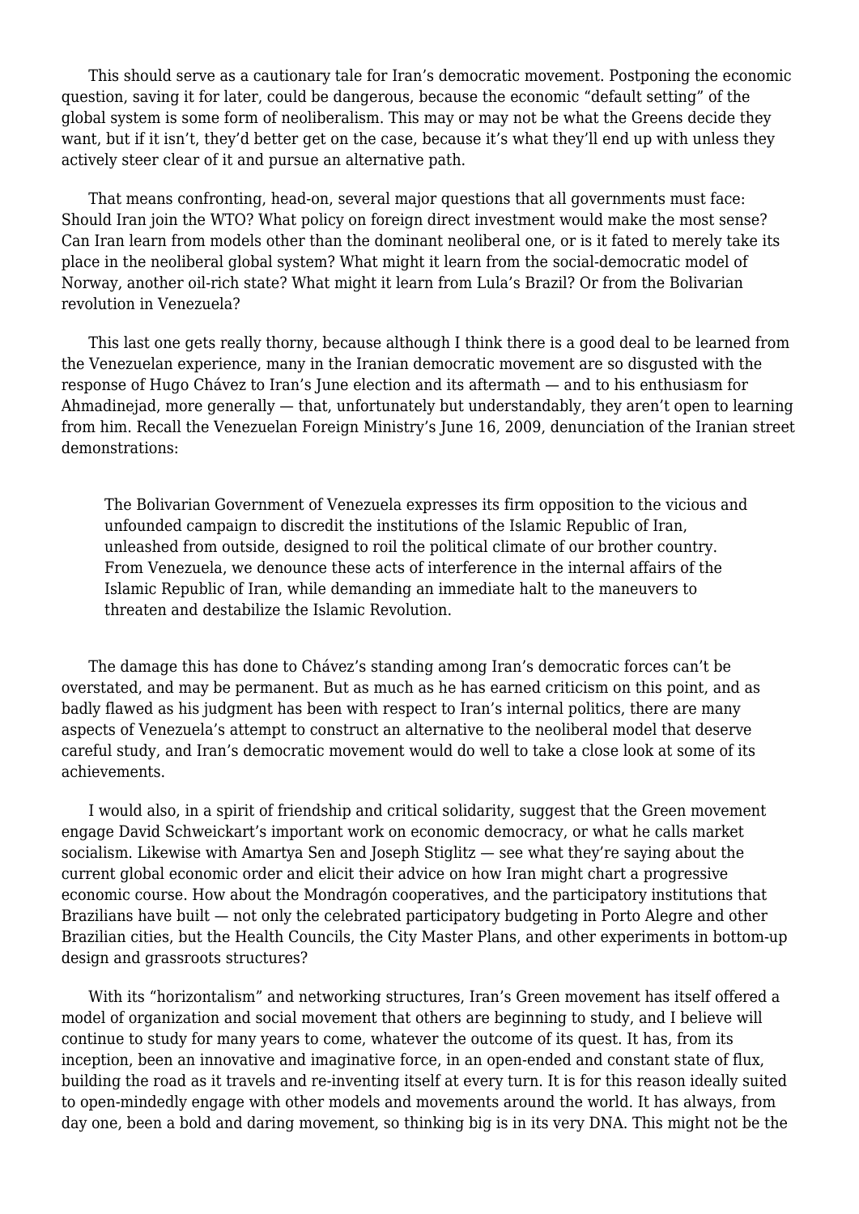This should serve as a cautionary tale for Iran's democratic movement. Postponing the economic question, saving it for later, could be dangerous, because the economic "default setting" of the global system is some form of neoliberalism. This may or may not be what the Greens decide they want, but if it isn't, they'd better get on the case, because it's what they'll end up with unless they actively steer clear of it and pursue an alternative path.

That means confronting, head-on, several major questions that all governments must face: Should Iran join the WTO? What policy on foreign direct investment would make the most sense? Can Iran learn from models other than the dominant neoliberal one, or is it fated to merely take its place in the neoliberal global system? What might it learn from the social-democratic model of Norway, another oil-rich state? What might it learn from Lula's Brazil? Or from the Bolivarian revolution in Venezuela?

This last one gets really thorny, because although I think there is a good deal to be learned from the Venezuelan experience, many in the Iranian democratic movement are so disgusted with the response of Hugo Chávez to Iran's June election and its aftermath — and to his enthusiasm for Ahmadinejad, more generally — that, unfortunately but understandably, they aren't open to learning from him. Recall the Venezuelan Foreign Ministry's June 16, 2009, denunciation of the Iranian street demonstrations:

> The Bolivarian Government of Venezuela expresses its firm opposition to the vicious and unfounded campaign to discredit the institutions of the Islamic Republic of Iran, unleashed from outside, designed to roil the political climate of our brother country. From Venezuela, we denounce these acts of interference in the internal affairs of the Islamic Republic of Iran, while demanding an immediate halt to the maneuvers to threaten and destabilize the Islamic Revolution.

The damage this has done to Chávez's standing among Iran's democratic forces can't be overstated, and may be permanent. But as much as he has earned criticism on this point, and as badly flawed as his judgment has been with respect to Iran's internal politics, there are many aspects of Venezuela's attempt to construct an alternative to the neoliberal model that deserve careful study, and Iran's democratic movement would do well to take a close look at some of its achievements.

I would also, in a spirit of friendship and critical solidarity, suggest that the Green movement engage David Schweickart's important work on economic democracy, or what he calls market socialism. Likewise with Amartya Sen and Joseph Stiglitz — see what they're saying about the current global economic order and elicit their advice on how Iran might chart a progressive economic course. How about the Mondragón cooperatives, and the participatory institutions that Brazilians have built — not only the celebrated participatory budgeting in Porto Alegre and other Brazilian cities, but the Health Councils, the City Master Plans, and other experiments in bottom-up design and grassroots structures?

With its "horizontalism" and networking structures, Iran's Green movement has itself offered a model of organization and social movement that others are beginning to study, and I believe will continue to study for many years to come, whatever the outcome of its quest. It has, from its inception, been an innovative and imaginative force, in an open-ended and constant state of flux, building the road as it travels and re-inventing itself at every turn. It is for this reason ideally suited to open-mindedly engage with other models and movements around the world. It has always, from day one, been a bold and daring movement, so thinking big is in its very DNA. This might not be the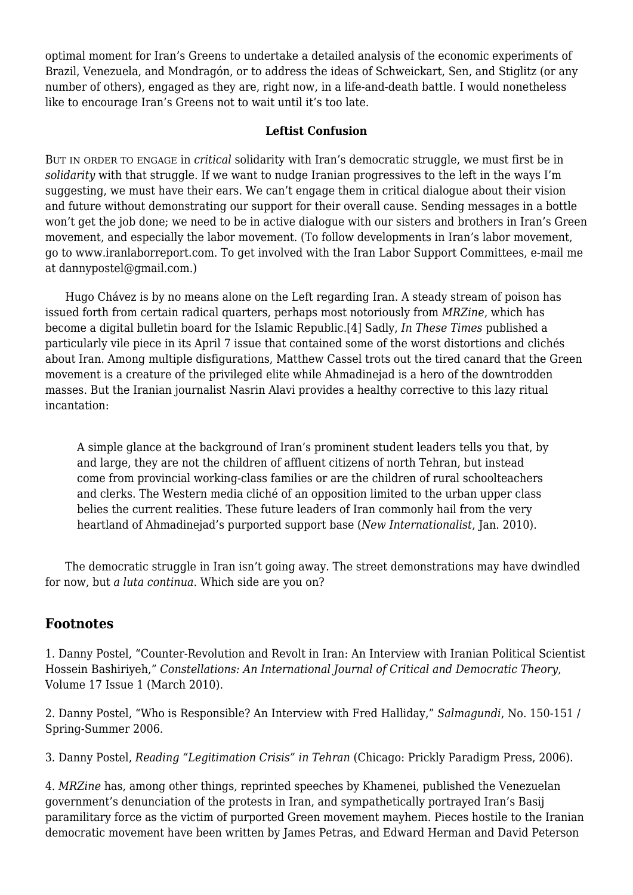optimal moment for Iran's Greens to undertake a detailed analysis of the economic experiments of Brazil, Venezuela, and Mondragón, or to address the ideas of Schweickart, Sen, and Stiglitz (or any number of others), engaged as they are, right now, in a life-and-death battle. I would nonetheless like to encourage Iran's Greens not to wait until it's too late.

**Leftist Confusion**

BUT IN ORDER TO ENGAGE in *critical* solidarity with Iran's democratic struggle, we must first be in *solidarity* with that struggle. If we want to nudge Iranian progressives to the left in the ways I'm suggesting, we must have their ears. We can't engage them in critical dialogue about their vision and future without demonstrating our support for their overall cause. Sending messages in a bottle won't get the job done; we need to be in active dialogue with our sisters and brothers in Iran's Green movement, and especially the labor movement. (To follow developments in Iran's labor movement, go to www.iranlaborreport.com. To get involved with the Iran Labor Support Committees, e-mail me at dannypostel@gmail.com.)

Hugo Chávez is by no means alone on the Left regarding Iran. A steady stream of poison has issued forth from certain radical quarters, perhaps most notoriously from *MRZine*, which has become a digital bulletin board for the Islamic Republic.[4] Sadly, *In These Times* published a particularly vile piece in its April 7 issue that contained some of the worst distortions and clichés about Iran. Among multiple disfigurations, Matthew Cassel trots out the tired canard that the Green movement is a creature of the privileged elite while Ahmadinejad is a hero of the downtrodden masses. But the Iranian journalist Nasrin Alavi provides a healthy corrective to this lazy ritual incantation:

> A simple glance at the background of Iran's prominent student leaders tells you that, by and large, they are not the children of affluent citizens of north Tehran, but instead come from provincial working-class families or are the children of rural schoolteachers and clerks. The Western media cliché of an opposition limited to the urban upper class belies the current realities. These future leaders of Iran commonly hail from the very heartland of Ahmadinejad's purported support base (*New Internationalist*, Jan. 2010).

The democratic struggle in Iran isn't going away. The street demonstrations may have dwindled for now, but *a luta continua*. Which side are you on?

## Footnotes

1. Danny Postel, "Counter-Revolution and Revolt in Iran: An Interview with Iranian Political Scientist Hossein Bashiriyeh," *Constellations: An International Journal of Critical and Democratic Theory*, Volume 17 Issue 1 (March 2010).

2. Danny Postel, "Who is Responsible? An Interview with Fred Halliday," *Salmagundi*, No. 150-151 / Spring-Summer 2006.

3. Danny Postel, *Reading "Legitimation Crisis" in Tehran* (Chicago: Prickly Paradigm Press, 2006).

4. *MRZine* has, among other things, reprinted speeches by Khamenei, published the Venezuelan government's denunciation of the protests in Iran, and sympathetically portrayed Iran's Basij paramilitary force as the victim of purported Green movement mayhem. Pieces hostile to the Iranian democratic movement have been written by James Petras, and Edward Herman and David Peterson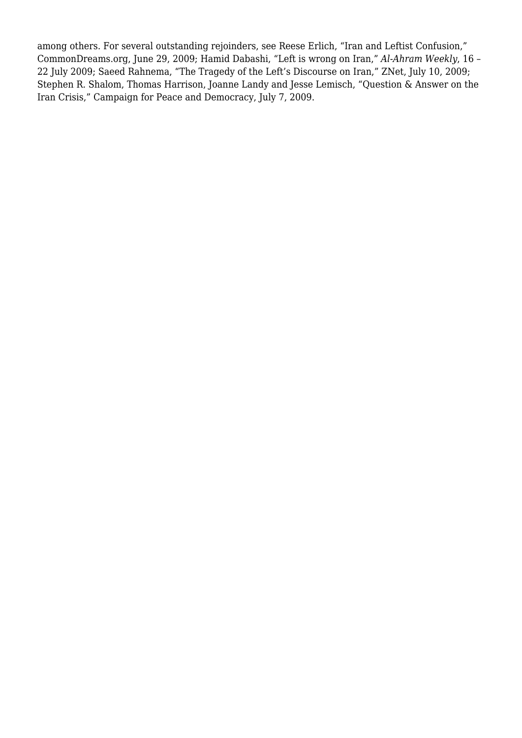among others. For several outstanding rejoinders, see Reese Erlich, "Iran and Leftist Confusion," CommonDreams.org, June 29, 2009; Hamid Dabashi, "Left is wrong on Iran," *Al-Ahram Weekly*, 16 – 22 July 2009; Saeed Rahnema, "The Tragedy of the Left's Discourse on Iran," ZNet, July 10, 2009; Stephen R. Shalom, Thomas Harrison, Joanne Landy and Jesse Lemisch, "Question & Answer on the Iran Crisis," Campaign for Peace and Democracy, July 7, 2009.